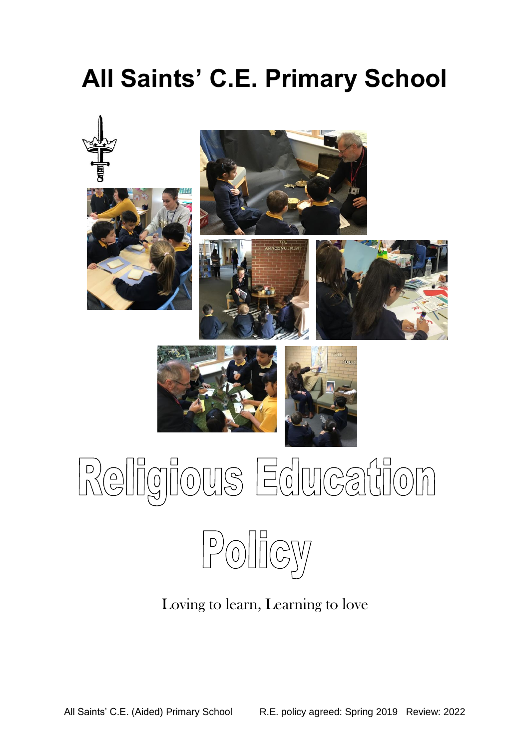# All Saints' C.E. Primary School

# Religious Education Policy

Loving to learn, Learning to love

All Saints' C.E. (Aided) Primary School R.E. policy agreed: Spring 2019 Review: 2022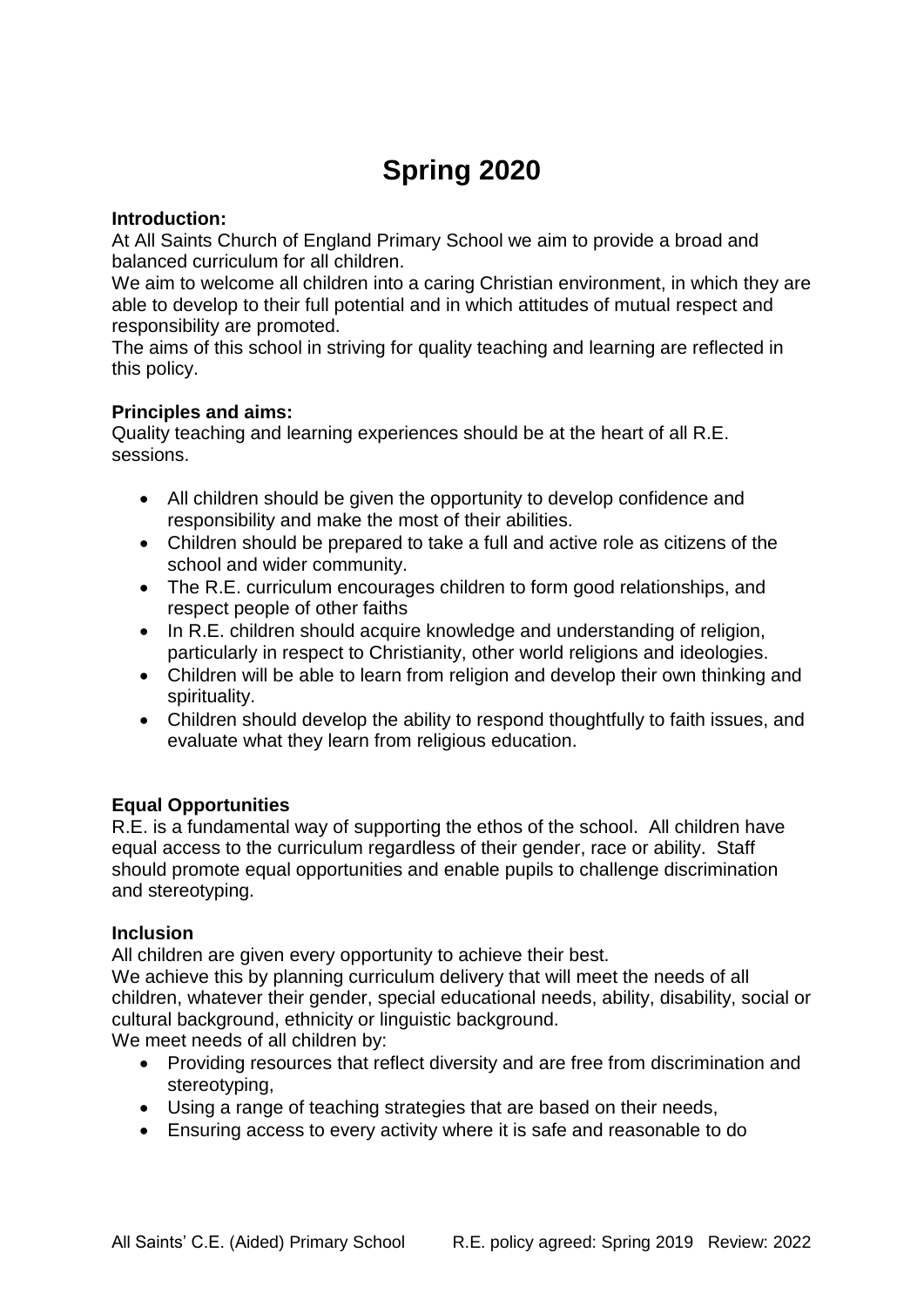# Spring 2020

**Introduction:**
At All Saints Church of England Primary School we aim to provide a broad and balanced curriculum for all children.
We aim to welcome all children into a caring Christian environment, in which they are able to develop to their full potential and in which attitudes of mutual respect and responsibility are promoted.
The aims of this school in striving for quality teaching and learning are reflected in this policy.

**Principles and aims:**
Quality teaching and learning experiences should be at the heart of all R.E. sessions.

- All children should be given the opportunity to develop confidence and responsibility and make the most of their abilities.
- Children should be prepared to take a full and active role as citizens of the school and wider community.
- The R.E. curriculum encourages children to form good relationships, and respect people of other faiths
- In R.E. children should acquire knowledge and understanding of religion, particularly in respect to Christianity, other world religions and ideologies.
- Children will be able to learn from religion and develop their own thinking and spirituality.
- Children should develop the ability to respond thoughtfully to faith issues, and evaluate what they learn from religious education.

**Equal Opportunities**
R.E. is a fundamental way of supporting the ethos of the school. All children have equal access to the curriculum regardless of their gender, race or ability. Staff should promote equal opportunities and enable pupils to challenge discrimination and stereotyping.

**Inclusion**
All children are given every opportunity to achieve their best.
We achieve this by planning curriculum delivery that will meet the needs of all children, whatever their gender, special educational needs, ability, disability, social or cultural background, ethnicity or linguistic background.
We meet needs of all children by:

- Providing resources that reflect diversity and are free from discrimination and stereotyping,
- Using a range of teaching strategies that are based on their needs,
- Ensuring access to every activity where it is safe and reasonable to do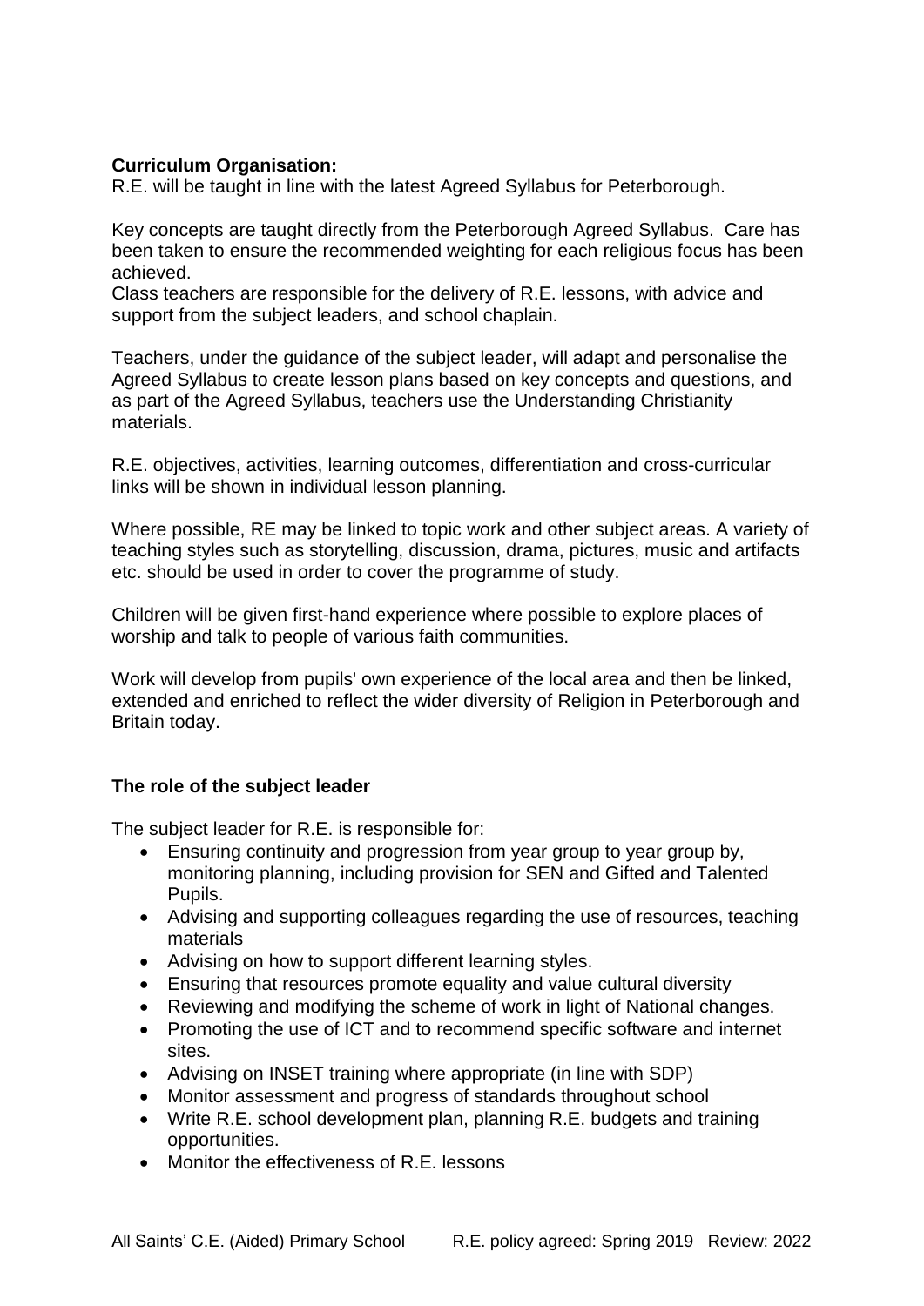**Curriculum Organisation:**
R.E. will be taught in line with the latest Agreed Syllabus for Peterborough.

Key concepts are taught directly from the Peterborough Agreed Syllabus. Care has been taken to ensure the recommended weighting for each religious focus has been achieved.
Class teachers are responsible for the delivery of R.E. lessons, with advice and support from the subject leaders, and school chaplain.

Teachers, under the guidance of the subject leader, will adapt and personalise the Agreed Syllabus to create lesson plans based on key concepts and questions, and as part of the Agreed Syllabus, teachers use the Understanding Christianity materials.

R.E. objectives, activities, learning outcomes, differentiation and cross-curricular links will be shown in individual lesson planning.

Where possible, RE may be linked to topic work and other subject areas. A variety of teaching styles such as storytelling, discussion, drama, pictures, music and artifacts etc. should be used in order to cover the programme of study.

Children will be given first-hand experience where possible to explore places of worship and talk to people of various faith communities.

Work will develop from pupils' own experience of the local area and then be linked, extended and enriched to reflect the wider diversity of Religion in Peterborough and Britain today.

**The role of the subject leader**

The subject leader for R.E. is responsible for:

- Ensuring continuity and progression from year group to year group by, monitoring planning, including provision for SEN and Gifted and Talented Pupils.
- Advising and supporting colleagues regarding the use of resources, teaching materials
- Advising on how to support different learning styles.
- Ensuring that resources promote equality and value cultural diversity
- Reviewing and modifying the scheme of work in light of National changes.
- Promoting the use of ICT and to recommend specific software and internet sites.
- Advising on INSET training where appropriate (in line with SDP)
- Monitor assessment and progress of standards throughout school
- Write R.E. school development plan, planning R.E. budgets and training opportunities.
- Monitor the effectiveness of R.E. lessons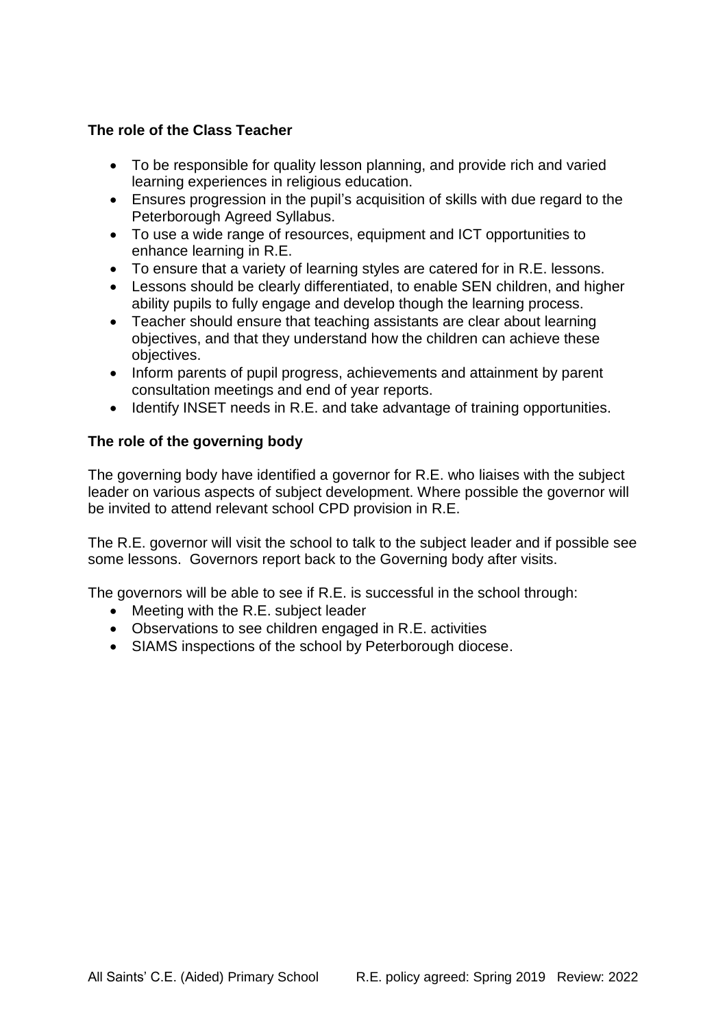**The role of the Class Teacher**

- To be responsible for quality lesson planning, and provide rich and varied learning experiences in religious education.
- Ensures progression in the pupil's acquisition of skills with due regard to the Peterborough Agreed Syllabus.
- To use a wide range of resources, equipment and ICT opportunities to enhance learning in R.E.
- To ensure that a variety of learning styles are catered for in R.E. lessons.
- Lessons should be clearly differentiated, to enable SEN children, and higher ability pupils to fully engage and develop though the learning process.
- Teacher should ensure that teaching assistants are clear about learning objectives, and that they understand how the children can achieve these objectives.
- Inform parents of pupil progress, achievements and attainment by parent consultation meetings and end of year reports.
- Identify INSET needs in R.E. and take advantage of training opportunities.

**The role of the governing body**

The governing body have identified a governor for R.E. who liaises with the subject leader on various aspects of subject development. Where possible the governor will be invited to attend relevant school CPD provision in R.E.

The R.E. governor will visit the school to talk to the subject leader and if possible see some lessons. Governors report back to the Governing body after visits.

The governors will be able to see if R.E. is successful in the school through:

- Meeting with the R.E. subject leader
- Observations to see children engaged in R.E. activities
- SIAMS inspections of the school by Peterborough diocese.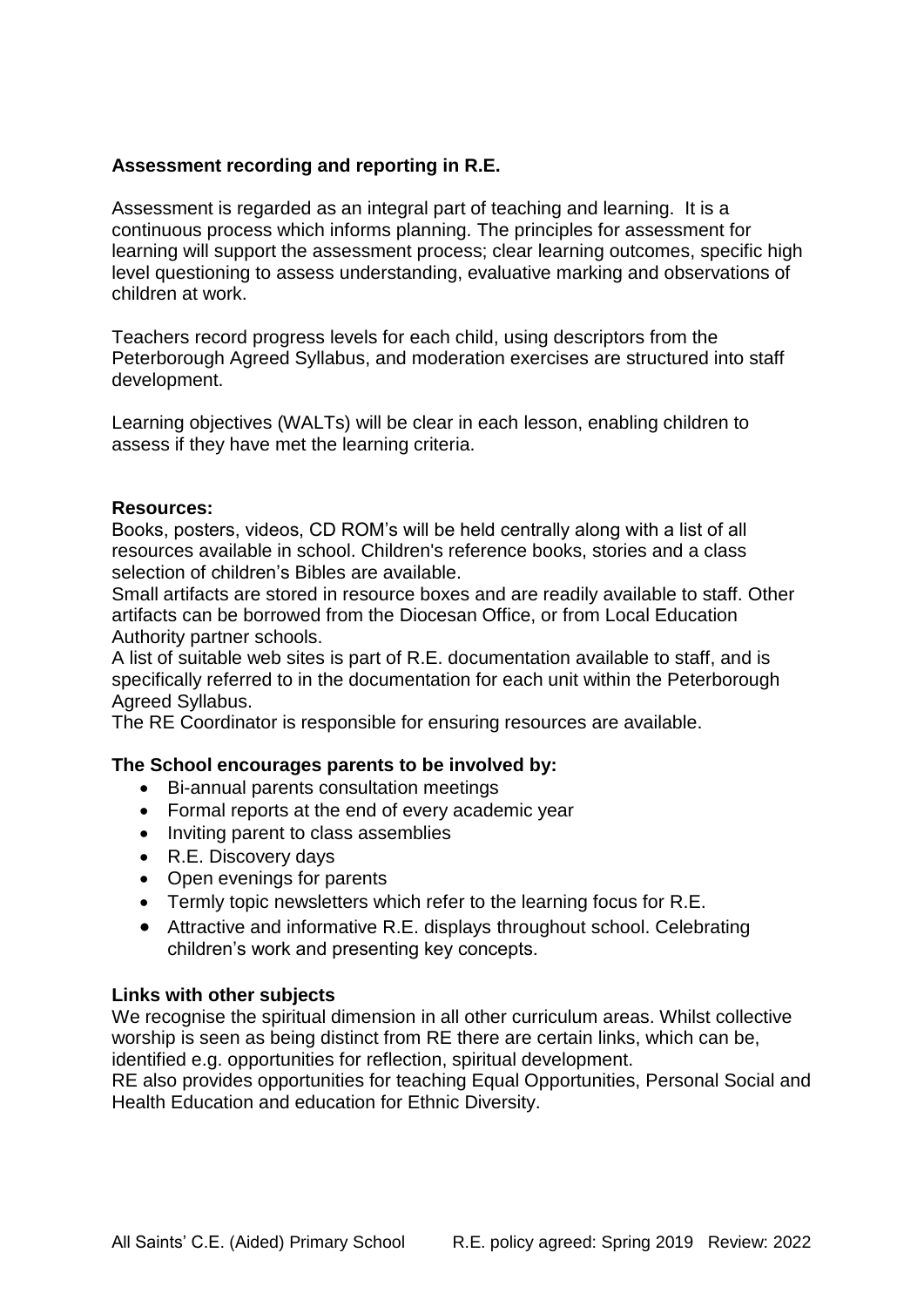**Assessment recording and reporting in R.E.**

Assessment is regarded as an integral part of teaching and learning. It is a continuous process which informs planning. The principles for assessment for learning will support the assessment process; clear learning outcomes, specific high level questioning to assess understanding, evaluative marking and observations of children at work.

Teachers record progress levels for each child, using descriptors from the Peterborough Agreed Syllabus, and moderation exercises are structured into staff development.

Learning objectives (WALTs) will be clear in each lesson, enabling children to assess if they have met the learning criteria.

**Resources:**

Books, posters, videos, CD ROM's will be held centrally along with a list of all resources available in school. Children's reference books, stories and a class selection of children's Bibles are available.

Small artifacts are stored in resource boxes and are readily available to staff. Other artifacts can be borrowed from the Diocesan Office, or from Local Education Authority partner schools.

A list of suitable web sites is part of R.E. documentation available to staff, and is specifically referred to in the documentation for each unit within the Peterborough Agreed Syllabus.

The RE Coordinator is responsible for ensuring resources are available.

**The School encourages parents to be involved by:**

- Bi-annual parents consultation meetings
- Formal reports at the end of every academic year
- Inviting parent to class assemblies
- R.E. Discovery days
- Open evenings for parents
- Termly topic newsletters which refer to the learning focus for R.E.
- Attractive and informative R.E. displays throughout school. Celebrating children's work and presenting key concepts.

**Links with other subjects**

We recognise the spiritual dimension in all other curriculum areas. Whilst collective worship is seen as being distinct from RE there are certain links, which can be, identified e.g. opportunities for reflection, spiritual development.

RE also provides opportunities for teaching Equal Opportunities, Personal Social and Health Education and education for Ethnic Diversity.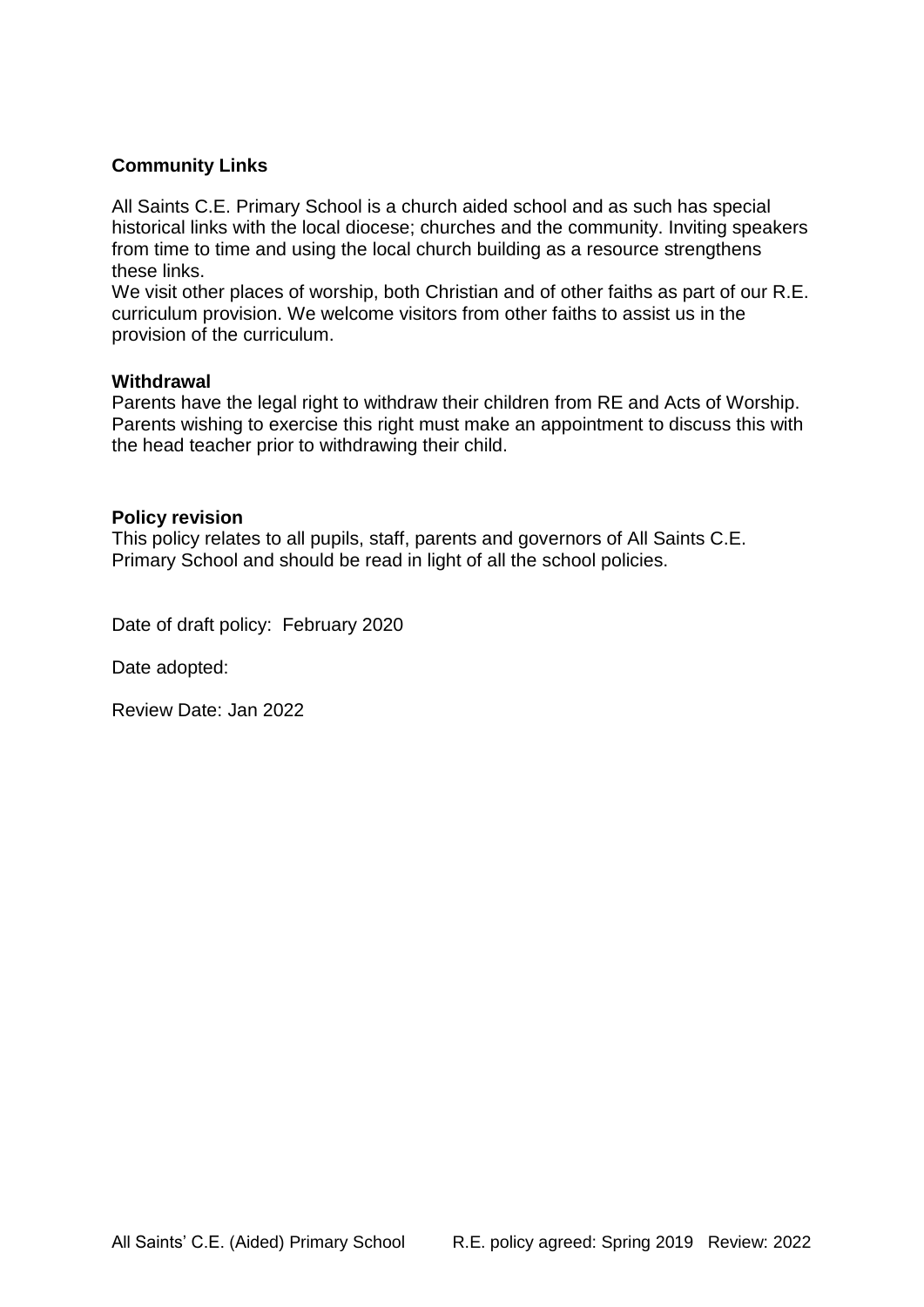**Community Links**

All Saints C.E. Primary School is a church aided school and as such has special historical links with the local diocese; churches and the community. Inviting speakers from time to time and using the local church building as a resource strengthens these links.

We visit other places of worship, both Christian and of other faiths as part of our R.E. curriculum provision. We welcome visitors from other faiths to assist us in the provision of the curriculum.

**Withdrawal**

Parents have the legal right to withdraw their children from RE and Acts of Worship. Parents wishing to exercise this right must make an appointment to discuss this with the head teacher prior to withdrawing their child.

**Policy revision**

This policy relates to all pupils, staff, parents and governors of All Saints C.E. Primary School and should be read in light of all the school policies.

Date of draft policy: February 2020

Date adopted:

Review Date: Jan 2022